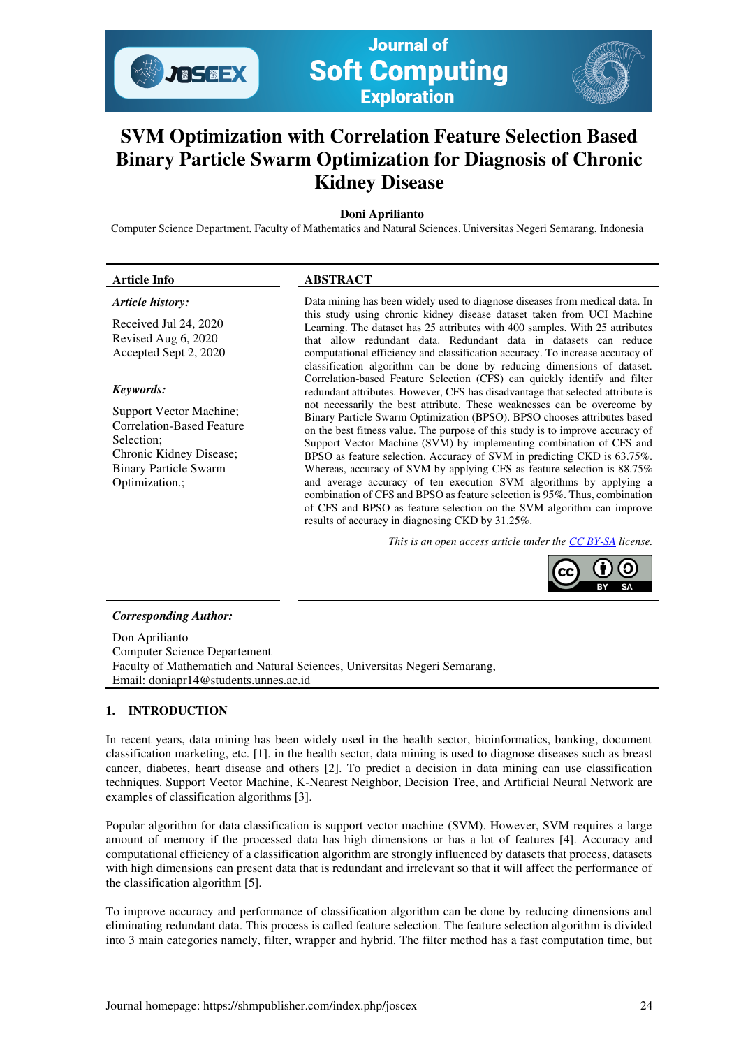# SVM Optimization with Correlation Feature Selection Based Binary Particle Swarm Optimization for Diagnosis of Chronic Kidney Disease

**Doni Aprilianto**

Computer Science Department, Faculty of Mathematics and Natural Sciences, Universitas Negeri Semarang, Indonesia

**Article Info**

***Article history:***

Received Jul 24, 2020
Revised Aug 6, 2020
Accepted Sept 2, 2020

***Keywords:***

Support Vector Machine;
Correlation-Based Feature Selection;
Chronic Kidney Disease;
Binary Particle Swarm Optimization.;

**ABSTRACT**

Data mining has been widely used to diagnose diseases from medical data. In this study using chronic kidney disease dataset taken from UCI Machine Learning. The dataset has 25 attributes with 400 samples. With 25 attributes that allow redundant data. Redundant data in datasets can reduce computational efficiency and classification accuracy. To increase accuracy of classification algorithm can be done by reducing dimensions of dataset. Correlation-based Feature Selection (CFS) can quickly identify and filter redundant attributes. However, CFS has disadvantage that selected attribute is not necessarily the best attribute. These weaknesses can be overcome by Binary Particle Swarm Optimization (BPSO). BPSO chooses attributes based on the best fitness value. The purpose of this study is to improve accuracy of Support Vector Machine (SVM) by implementing combination of CFS and BPSO as feature selection. Accuracy of SVM in predicting CKD is 63.75%. Whereas, accuracy of SVM by applying CFS as feature selection is 88.75% and average accuracy of ten execution SVM algorithms by applying a combination of CFS and BPSO as feature selection is 95%. Thus, combination of CFS and BPSO as feature selection on the SVM algorithm can improve results of accuracy in diagnosing CKD by 31.25%.

*This is an open access article under the [CC BY-SA](https://creativecommons.org/licenses/by-sa/4.0/) license.*

***Corresponding Author:***

Don Aprilianto
Computer Science Departement
Faculty of Mathematich and Natural Sciences, Universitas Negeri Semarang,
Email: doniapr14@students.unnes.ac.id

## 1. INTRODUCTION

In recent years, data mining has been widely used in the health sector, bioinformatics, banking, document classification marketing, etc. [1]. in the health sector, data mining is used to diagnose diseases such as breast cancer, diabetes, heart disease and others [2]. To predict a decision in data mining can use classification techniques. Support Vector Machine, K-Nearest Neighbor, Decision Tree, and Artificial Neural Network are examples of classification algorithms [3].

Popular algorithm for data classification is support vector machine (SVM). However, SVM requires a large amount of memory if the processed data has high dimensions or has a lot of features [4]. Accuracy and computational efficiency of a classification algorithm are strongly influenced by datasets that process, datasets with high dimensions can present data that is redundant and irrelevant so that it will affect the performance of the classification algorithm [5].

To improve accuracy and performance of classification algorithm can be done by reducing dimensions and eliminating redundant data. This process is called feature selection. The feature selection algorithm is divided into 3 main categories namely, filter, wrapper and hybrid. The filter method has a fast computation time, but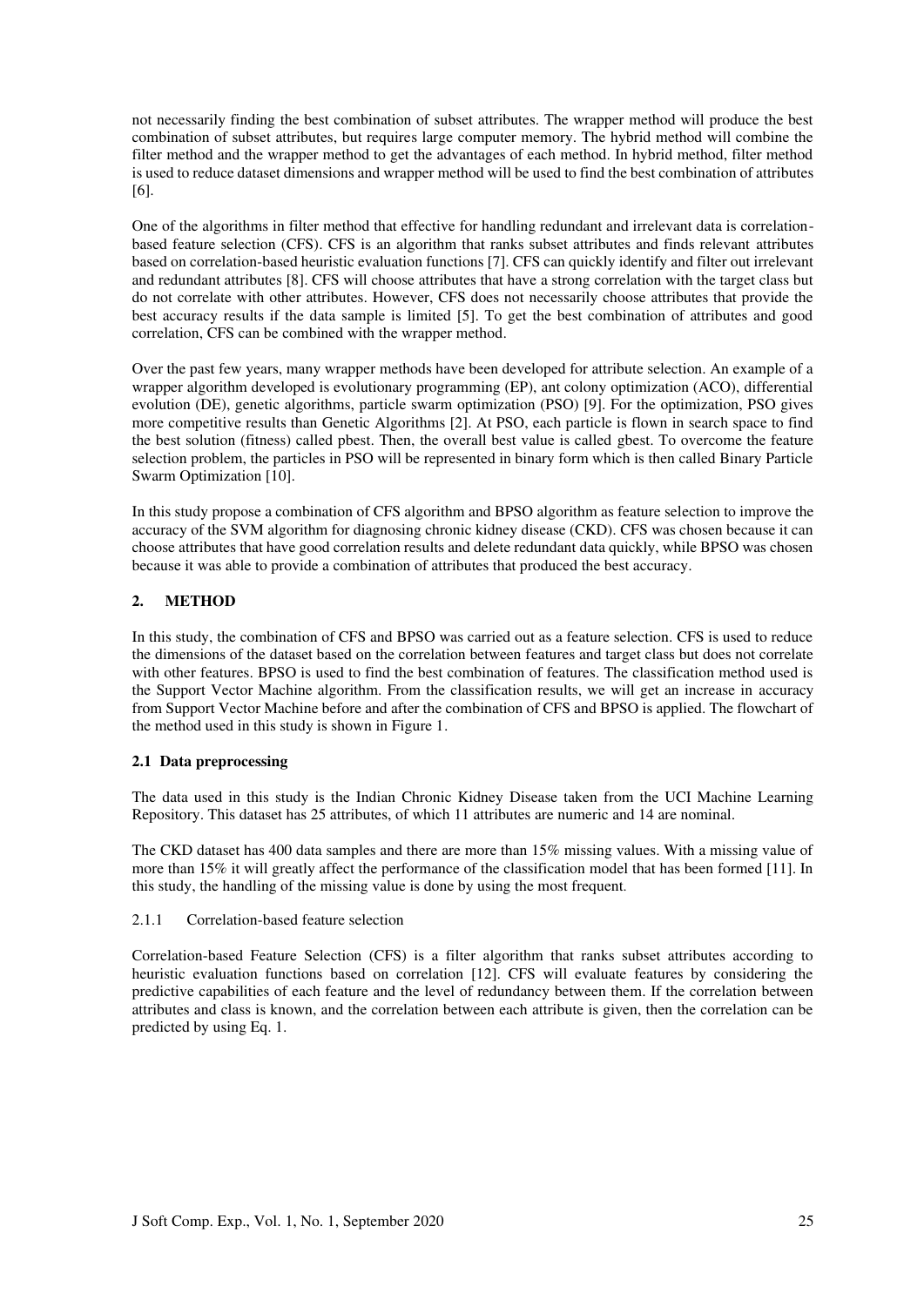not necessarily finding the best combination of subset attributes. The wrapper method will produce the best combination of subset attributes, but requires large computer memory. The hybrid method will combine the filter method and the wrapper method to get the advantages of each method. In hybrid method, filter method is used to reduce dataset dimensions and wrapper method will be used to find the best combination of attributes [6].

One of the algorithms in filter method that effective for handling redundant and irrelevant data is correlation-based feature selection (CFS). CFS is an algorithm that ranks subset attributes and finds relevant attributes based on correlation-based heuristic evaluation functions [7]. CFS can quickly identify and filter out irrelevant and redundant attributes [8]. CFS will choose attributes that have a strong correlation with the target class but do not correlate with other attributes. However, CFS does not necessarily choose attributes that provide the best accuracy results if the data sample is limited [5]. To get the best combination of attributes and good correlation, CFS can be combined with the wrapper method.

Over the past few years, many wrapper methods have been developed for attribute selection. An example of a wrapper algorithm developed is evolutionary programming (EP), ant colony optimization (ACO), differential evolution (DE), genetic algorithms, particle swarm optimization (PSO) [9]. For the optimization, PSO gives more competitive results than Genetic Algorithms [2]. At PSO, each particle is flown in search space to find the best solution (fitness) called pbest. Then, the overall best value is called gbest. To overcome the feature selection problem, the particles in PSO will be represented in binary form which is then called Binary Particle Swarm Optimization [10].

In this study propose a combination of CFS algorithm and BPSO algorithm as feature selection to improve the accuracy of the SVM algorithm for diagnosing chronic kidney disease (CKD). CFS was chosen because it can choose attributes that have good correlation results and delete redundant data quickly, while BPSO was chosen because it was able to provide a combination of attributes that produced the best accuracy.

## 2. METHOD

In this study, the combination of CFS and BPSO was carried out as a feature selection. CFS is used to reduce the dimensions of the dataset based on the correlation between features and target class but does not correlate with other features. BPSO is used to find the best combination of features. The classification method used is the Support Vector Machine algorithm. From the classification results, we will get an increase in accuracy from Support Vector Machine before and after the combination of CFS and BPSO is applied. The flowchart of the method used in this study is shown in Figure 1.

### 2.1 Data preprocessing

The data used in this study is the Indian Chronic Kidney Disease taken from the UCI Machine Learning Repository. This dataset has 25 attributes, of which 11 attributes are numeric and 14 are nominal.

The CKD dataset has 400 data samples and there are more than 15% missing values. With a missing value of more than 15% it will greatly affect the performance of the classification model that has been formed [11]. In this study, the handling of the missing value is done by using the most frequent.

#### 2.1.1 Correlation-based feature selection

Correlation-based Feature Selection (CFS) is a filter algorithm that ranks subset attributes according to heuristic evaluation functions based on correlation [12]. CFS will evaluate features by considering the predictive capabilities of each feature and the level of redundancy between them. If the correlation between attributes and class is known, and the correlation between each attribute is given, then the correlation can be predicted by using Eq. 1.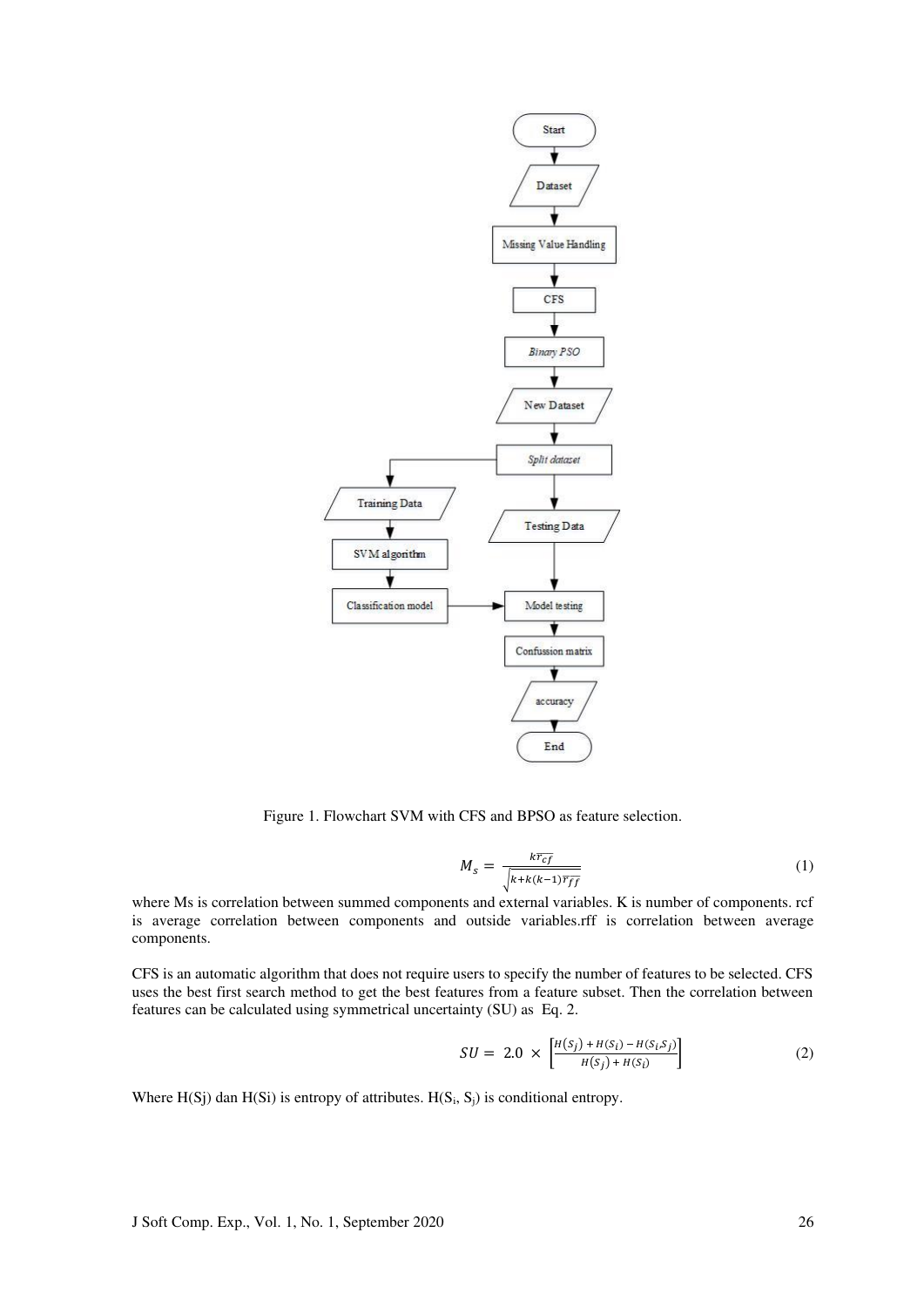Figure 1. Flowchart SVM with CFS and BPSO as feature selection.

$$M_s = \frac{k\overline{r_{cf}}}{\sqrt{k+k(k-1)\overline{r_{ff}}}} \tag{1}$$

where Ms is correlation between summed components and external variables. K is number of components. rcf is average correlation between components and outside variables.rff is correlation between average components.

CFS is an automatic algorithm that does not require users to specify the number of features to be selected. CFS uses the best first search method to get the best features from a feature subset. Then the correlation between features can be calculated using symmetrical uncertainty (SU) as Eq. 2.

$$SU = 2.0 \times \left[\frac{H(S_j) + H(S_i) - H(S_i S_j)}{H(S_j) + H(S_i)}\right] \tag{2}$$

Where H(Sj) dan H(Si) is entropy of attributes. $H(S_i, S_j)$ is conditional entropy.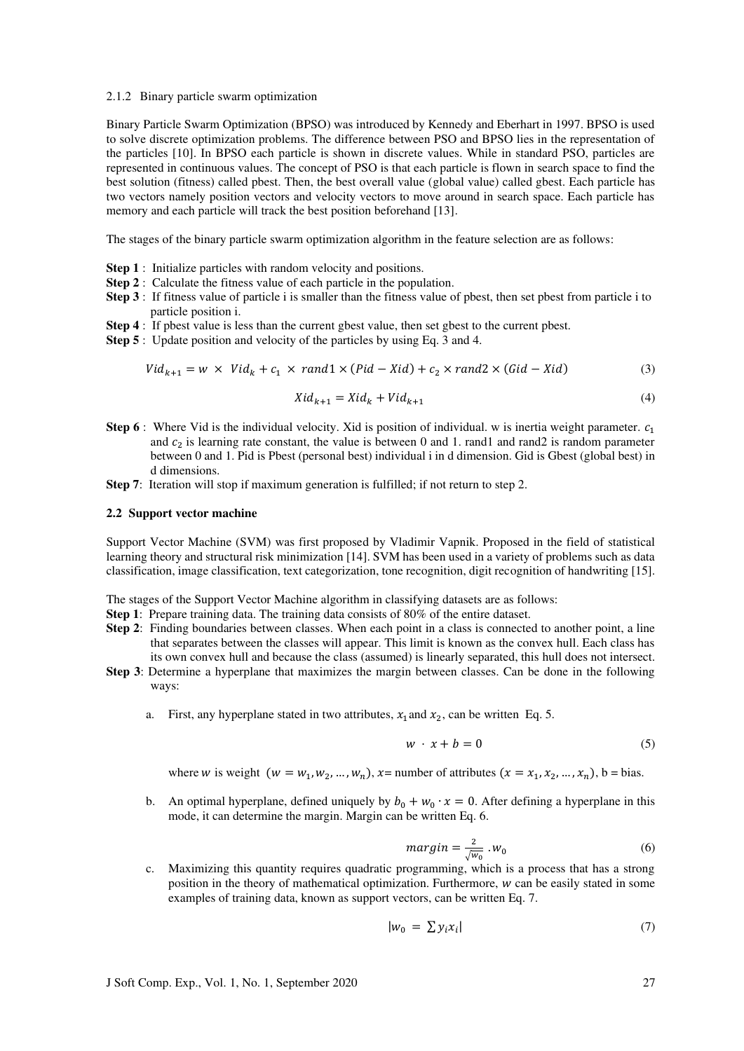#### 2.1.2 Binary particle swarm optimization

Binary Particle Swarm Optimization (BPSO) was introduced by Kennedy and Eberhart in 1997. BPSO is used to solve discrete optimization problems. The difference between PSO and BPSO lies in the representation of the particles [10]. In BPSO each particle is shown in discrete values. While in standard PSO, particles are represented in continuous values. The concept of PSO is that each particle is flown in search space to find the best solution (fitness) called pbest. Then, the best overall value (global value) called gbest. Each particle has two vectors namely position vectors and velocity vectors to move around in search space. Each particle has memory and each particle will track the best position beforehand [13].

The stages of the binary particle swarm optimization algorithm in the feature selection are as follows:

**Step 1** : Initialize particles with random velocity and positions.
**Step 2** : Calculate the fitness value of each particle in the population.
**Step 3** : If fitness value of particle i is smaller than the fitness value of pbest, then set pbest from particle i to particle position i.
**Step 4** : If pbest value is less than the current gbest value, then set gbest to the current pbest.
**Step 5** : Update position and velocity of the particles by using Eq. 3 and 4.

$$Vid_{k+1} = w \times Vid_k + c_1 \times rand1 \times (Pid - Xid) + c_2 \times rand2 \times (Gid - Xid) \quad (3)$$

$$Xid_{k+1} = Xid_k + Vid_{k+1} \quad (4)$$

**Step 6** : Where Vid is the individual velocity. Xid is position of individual. w is inertia weight parameter. $c_1$ and $c_2$ is learning rate constant, the value is between 0 and 1. rand1 and rand2 is random parameter between 0 and 1. Pid is Pbest (personal best) individual i in d dimension. Gid is Gbest (global best) in d dimensions.
**Step 7**: Iteration will stop if maximum generation is fulfilled; if not return to step 2.

### 2.2 Support vector machine

Support Vector Machine (SVM) was first proposed by Vladimir Vapnik. Proposed in the field of statistical learning theory and structural risk minimization [14]. SVM has been used in a variety of problems such as data classification, image classification, text categorization, tone recognition, digit recognition of handwriting [15].

The stages of the Support Vector Machine algorithm in classifying datasets are as follows:
**Step 1**: Prepare training data. The training data consists of 80% of the entire dataset.
**Step 2**: Finding boundaries between classes. When each point in a class is connected to another point, a line that separates between the classes will appear. This limit is known as the convex hull. Each class has its own convex hull and because the class (assumed) is linearly separated, this hull does not intersect.
**Step 3**: Determine a hyperplane that maximizes the margin between classes. Can be done in the following ways:

a. First, any hyperplane stated in two attributes, $x_1$ and $x_2$, can be written Eq. 5.

$$w \cdot x + b = 0 \quad (5)$$

where $w$ is weight $(w = w_1, w_2, \ldots, w_n)$, $x$= number of attributes $(x = x_1, x_2, \ldots, x_n)$, b = bias.

b. An optimal hyperplane, defined uniquely by $b_0 + w_0 \cdot x = 0$. After defining a hyperplane in this mode, it can determine the margin. Margin can be written Eq. 6.

$$margin = \frac{2}{\sqrt{w_0}} . w_0 \quad (6)$$

c. Maximizing this quantity requires quadratic programming, which is a process that has a strong position in the theory of mathematical optimization. Furthermore, $w$ can be easily stated in some examples of training data, known as support vectors, can be written Eq. 7.

$$|w_0 = \sum y_i x_i| \quad (7)$$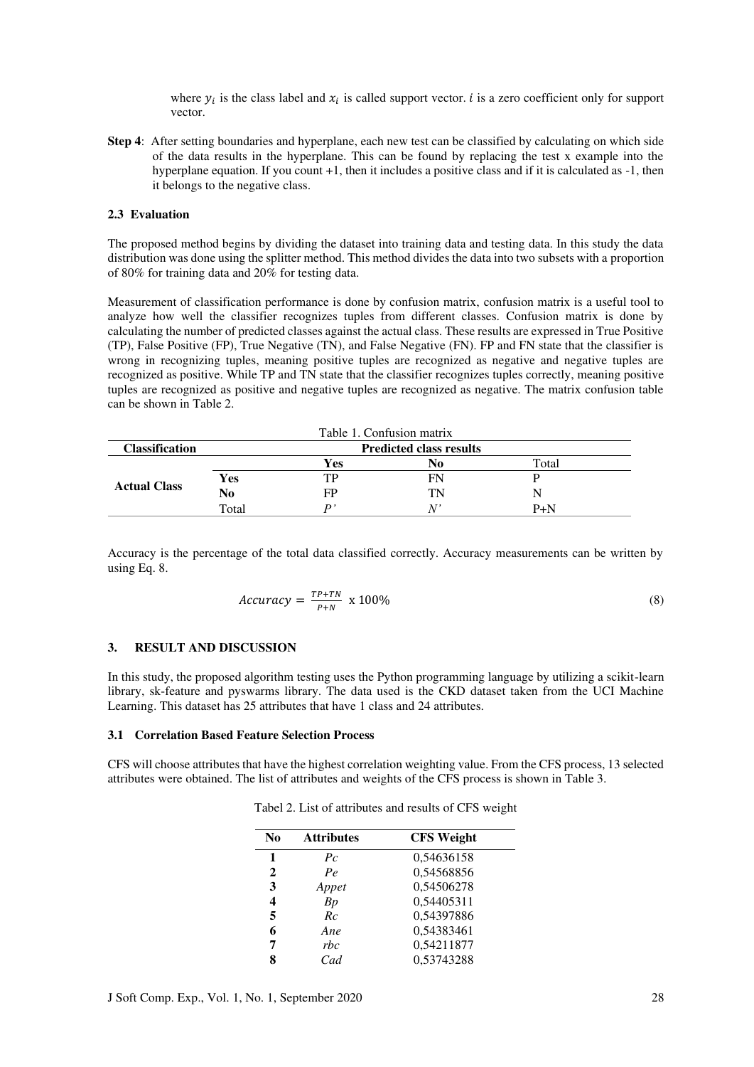where $y_i$ is the class label and $x_i$ is called support vector. $i$ is a zero coefficient only for support vector.

**Step 4**: After setting boundaries and hyperplane, each new test can be classified by calculating on which side of the data results in the hyperplane. This can be found by replacing the test x example into the hyperplane equation. If you count +1, then it includes a positive class and if it is calculated as -1, then it belongs to the negative class.

### 2.3 Evaluation

The proposed method begins by dividing the dataset into training data and testing data. In this study the data distribution was done using the splitter method. This method divides the data into two subsets with a proportion of 80% for training data and 20% for testing data.

Measurement of classification performance is done by confusion matrix, confusion matrix is a useful tool to analyze how well the classifier recognizes tuples from different classes. Confusion matrix is done by calculating the number of predicted classes against the actual class. These results are expressed in True Positive (TP), False Positive (FP), True Negative (TN), and False Negative (FN). FP and FN state that the classifier is wrong in recognizing tuples, meaning positive tuples are recognized as negative and negative tuples are recognized as positive. While TP and TN state that the classifier recognizes tuples correctly, meaning positive tuples are recognized as positive and negative tuples are recognized as negative. The matrix confusion table can be shown in Table 2.

Table 1. Confusion matrix

| **Classification** | | **Predicted class results** | | |
|---|---|---|---|---|
| | | **Yes** | **No** | Total |
| **Actual Class** | **Yes** | TP | FN | P |
| | **No** | FP | TN | N |
| | Total | *P'* | *N'* | P+N |

Accuracy is the percentage of the total data classified correctly. Accuracy measurements can be written by using Eq. 8.

$$Accuracy = \frac{TP+TN}{P+N} \text{ x } 100\% \tag{8}$$

## 3. RESULT AND DISCUSSION

In this study, the proposed algorithm testing uses the Python programming language by utilizing a scikit-learn library, sk-feature and pyswarms library. The data used is the CKD dataset taken from the UCI Machine Learning. This dataset has 25 attributes that have 1 class and 24 attributes.

### 3.1 Correlation Based Feature Selection Process

CFS will choose attributes that have the highest correlation weighting value. From the CFS process, 13 selected attributes were obtained. The list of attributes and weights of the CFS process is shown in Table 3.

Tabel 2. List of attributes and results of CFS weight

| No | Attributes | CFS Weight |
|---|---|---|
| **1** | *Pc* | 0,54636158 |
| **2** | *Pe* | 0,54568856 |
| **3** | *Appet* | 0,54506278 |
| **4** | *Bp* | 0,54405311 |
| **5** | *Rc* | 0,54397886 |
| **6** | *Ane* | 0,54383461 |
| **7** | *rbc* | 0,54211877 |
| **8** | *Cad* | 0,53743288 |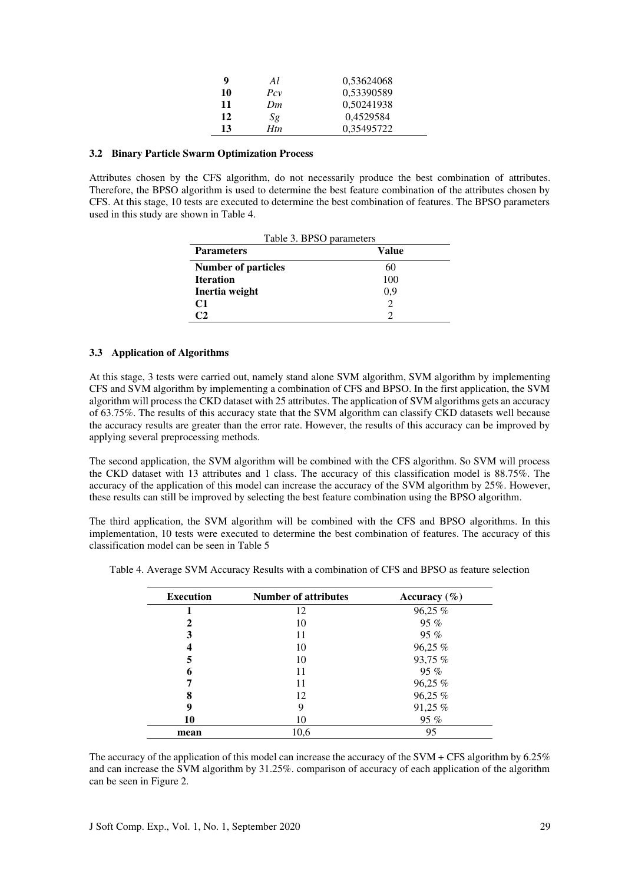| 9 | *Al* | 0,53624068 |
|---|---|---|
| 10 | *Pcv* | 0,53390589 |
| 11 | *Dm* | 0,50241938 |
| 12 | *Sg* | 0,4529584 |
| 13 | *Htn* | 0,35495722 |

### 3.2 Binary Particle Swarm Optimization Process

Attributes chosen by the CFS algorithm, do not necessarily produce the best combination of attributes. Therefore, the BPSO algorithm is used to determine the best feature combination of the attributes chosen by CFS. At this stage, 10 tests are executed to determine the best combination of features. The BPSO parameters used in this study are shown in Table 4.

Table 3. BPSO parameters

| Parameters | Value |
|---|---|
| **Number of particles** | 60 |
| **Iteration** | 100 |
| **Inertia weight** | 0,9 |
| **C1** | 2 |
| **C2** | 2 |

### 3.3 Application of Algorithms

At this stage, 3 tests were carried out, namely stand alone SVM algorithm, SVM algorithm by implementing CFS and SVM algorithm by implementing a combination of CFS and BPSO. In the first application, the SVM algorithm will process the CKD dataset with 25 attributes. The application of SVM algorithms gets an accuracy of 63.75%. The results of this accuracy state that the SVM algorithm can classify CKD datasets well because the accuracy results are greater than the error rate. However, the results of this accuracy can be improved by applying several preprocessing methods.

The second application, the SVM algorithm will be combined with the CFS algorithm. So SVM will process the CKD dataset with 13 attributes and 1 class. The accuracy of this classification model is 88.75%. The accuracy of the application of this model can increase the accuracy of the SVM algorithm by 25%. However, these results can still be improved by selecting the best feature combination using the BPSO algorithm.

The third application, the SVM algorithm will be combined with the CFS and BPSO algorithms. In this implementation, 10 tests were executed to determine the best combination of features. The accuracy of this classification model can be seen in Table 5

Table 4. Average SVM Accuracy Results with a combination of CFS and BPSO as feature selection

| Execution | Number of attributes | Accuracy (%) |
|---|---|---|
| **1** | 12 | 96,25 % |
| **2** | 10 | 95 % |
| **3** | 11 | 95 % |
| **4** | 10 | 96,25 % |
| **5** | 10 | 93,75 % |
| **6** | 11 | 95 % |
| **7** | 11 | 96,25 % |
| **8** | 12 | 96,25 % |
| **9** | 9 | 91,25 % |
| **10** | 10 | 95 % |
| **mean** | 10,6 | 95 |

The accuracy of the application of this model can increase the accuracy of the SVM + CFS algorithm by 6.25% and can increase the SVM algorithm by 31.25%. comparison of accuracy of each application of the algorithm can be seen in Figure 2.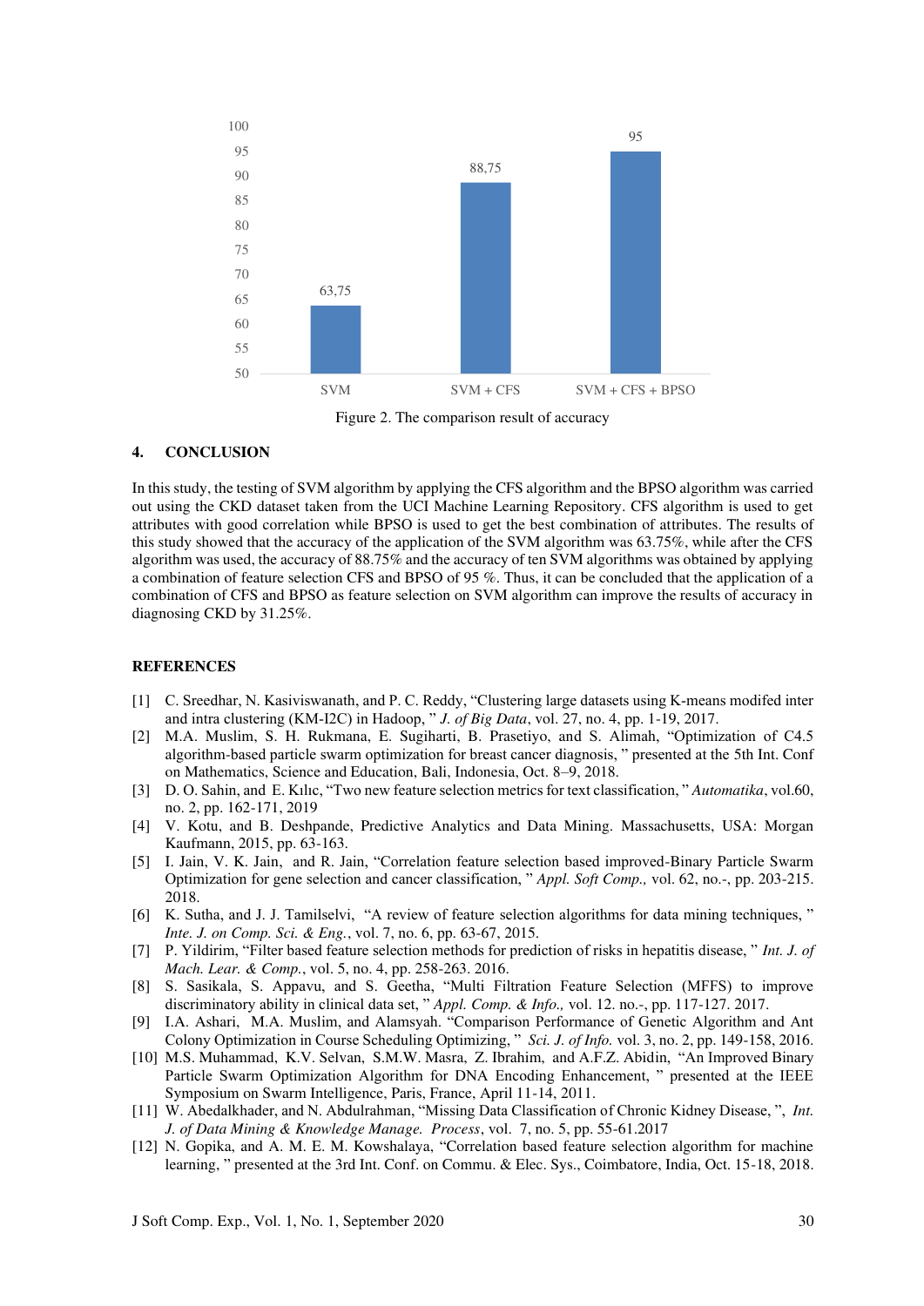| Method | Accuracy |
|---|---|
| SVM | 63,75 |
| SVM + CFS | 88,75 |
| SVM + CFS + BPSO | 95 |

Figure 2. The comparison result of accuracy

## 4. CONCLUSION

In this study, the testing of SVM algorithm by applying the CFS algorithm and the BPSO algorithm was carried out using the CKD dataset taken from the UCI Machine Learning Repository. CFS algorithm is used to get attributes with good correlation while BPSO is used to get the best combination of attributes. The results of this study showed that the accuracy of the application of the SVM algorithm was 63.75%, while after the CFS algorithm was used, the accuracy of 88.75% and the accuracy of ten SVM algorithms was obtained by applying a combination of feature selection CFS and BPSO of 95 %. Thus, it can be concluded that the application of a combination of CFS and BPSO as feature selection on SVM algorithm can improve the results of accuracy in diagnosing CKD by 31.25%.

## REFERENCES

[1] C. Sreedhar, N. Kasiviswanath, and P. C. Reddy, "Clustering large datasets using K-means modifed inter and intra clustering (KM-I2C) in Hadoop, " *J. of Big Data*, vol. 27, no. 4, pp. 1-19, 2017.

[2] M.A. Muslim, S. H. Rukmana, E. Sugiharti, B. Prasetiyo, and S. Alimah, "Optimization of C4.5 algorithm-based particle swarm optimization for breast cancer diagnosis, " presented at the 5th Int. Conf on Mathematics, Science and Education, Bali, Indonesia, Oct. 8–9, 2018.

[3] D. O. Sahin, and E. Kılıc, "Two new feature selection metrics for text classification, " *Automatika*, vol.60, no. 2, pp. 162-171, 2019

[4] V. Kotu, and B. Deshpande, Predictive Analytics and Data Mining. Massachusetts, USA: Morgan Kaufmann, 2015, pp. 63-163.

[5] I. Jain, V. K. Jain, and R. Jain, "Correlation feature selection based improved-Binary Particle Swarm Optimization for gene selection and cancer classification, " *Appl. Soft Comp.,* vol. 62, no.-, pp. 203-215. 2018.

[6] K. Sutha, and J. J. Tamilselvi, "A review of feature selection algorithms for data mining techniques, " *Inte. J. on Comp. Sci. & Eng.*, vol. 7, no. 6, pp. 63-67, 2015.

[7] P. Yildirim, "Filter based feature selection methods for prediction of risks in hepatitis disease, " *Int. J. of Mach. Lear. & Comp.*, vol. 5, no. 4, pp. 258-263. 2016.

[8] S. Sasikala, S. Appavu, and S. Geetha, "Multi Filtration Feature Selection (MFFS) to improve discriminatory ability in clinical data set, " *Appl. Comp. & Info.,* vol. 12. no.-, pp. 117-127. 2017.

[9] I.A. Ashari, M.A. Muslim, and Alamsyah. "Comparison Performance of Genetic Algorithm and Ant Colony Optimization in Course Scheduling Optimizing, " *Sci. J. of Info.* vol. 3, no. 2, pp. 149-158, 2016.

[10] M.S. Muhammad, K.V. Selvan, S.M.W. Masra, Z. Ibrahim, and A.F.Z. Abidin, "An Improved Binary Particle Swarm Optimization Algorithm for DNA Encoding Enhancement, " presented at the IEEE Symposium on Swarm Intelligence, Paris, France, April 11-14, 2011.

[11] W. Abedalkhader, and N. Abdulrahman, "Missing Data Classification of Chronic Kidney Disease, ", *Int. J. of Data Mining & Knowledge Manage. Process*, vol. 7, no. 5, pp. 55-61.2017

[12] N. Gopika, and A. M. E. M. Kowshalaya, "Correlation based feature selection algorithm for machine learning, " presented at the 3rd Int. Conf. on Commu. & Elec. Sys., Coimbatore, India, Oct. 15-18, 2018.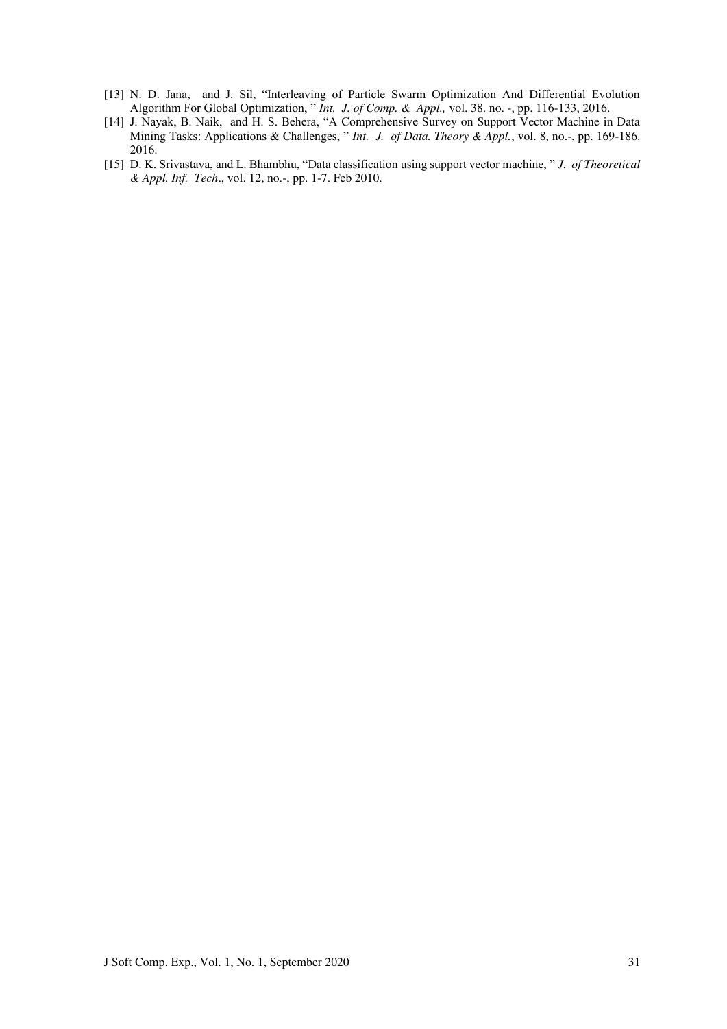[13] N. D. Jana, and J. Sil, "Interleaving of Particle Swarm Optimization And Differential Evolution Algorithm For Global Optimization, " *Int. J. of Comp. & Appl.,* vol. 38. no. -, pp. 116-133, 2016.

[14] J. Nayak, B. Naik, and H. S. Behera, "A Comprehensive Survey on Support Vector Machine in Data Mining Tasks: Applications & Challenges, " *Int. J. of Data. Theory & Appl.*, vol. 8, no.-, pp. 169-186. 2016.

[15] D. K. Srivastava, and L. Bhambhu, "Data classification using support vector machine, " *J. of Theoretical & Appl. Inf. Tech*., vol. 12, no.-, pp. 1-7. Feb 2010.